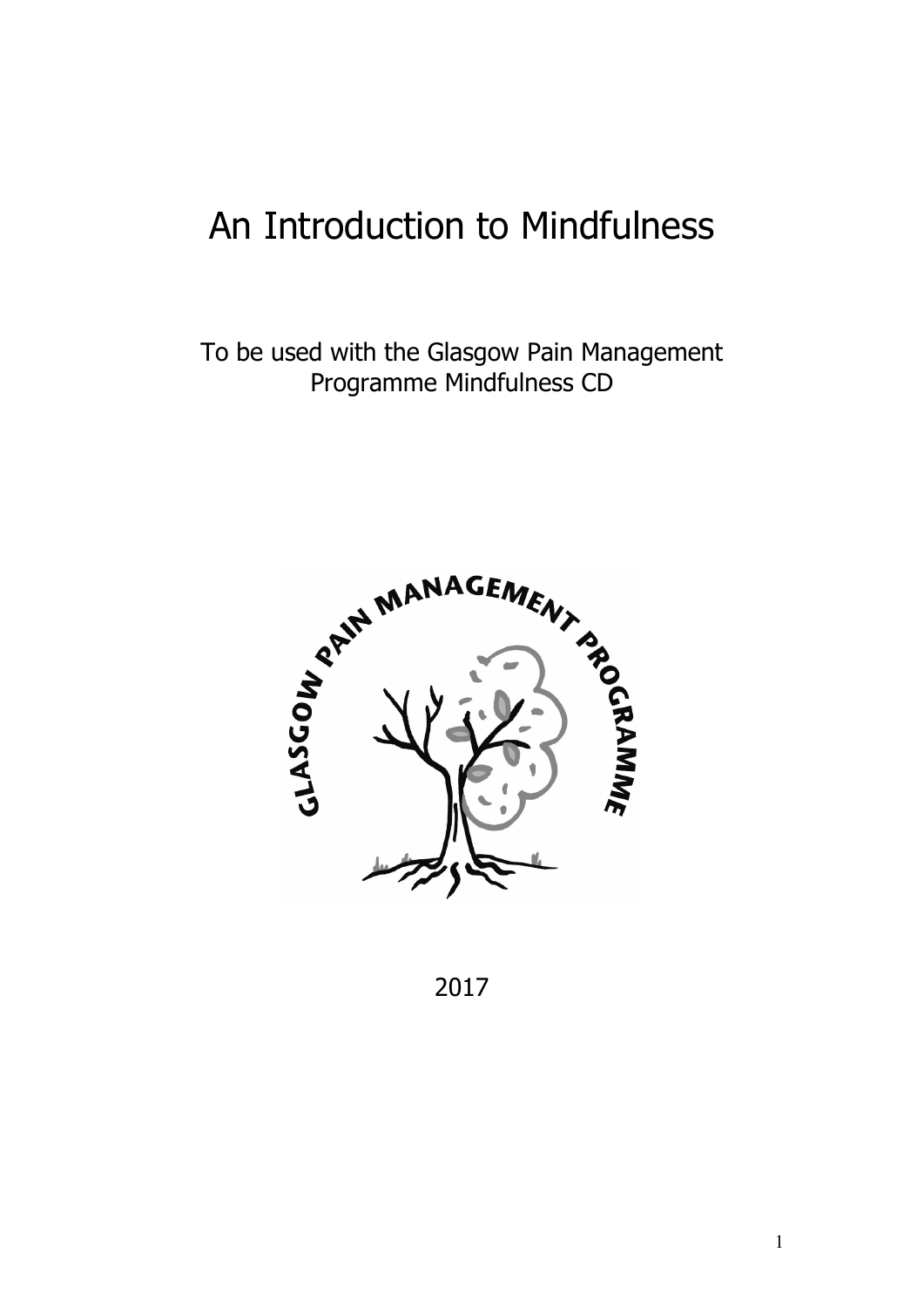# An Introduction to Mindfulness

To be used with the Glasgow Pain Management Programme Mindfulness CD

2017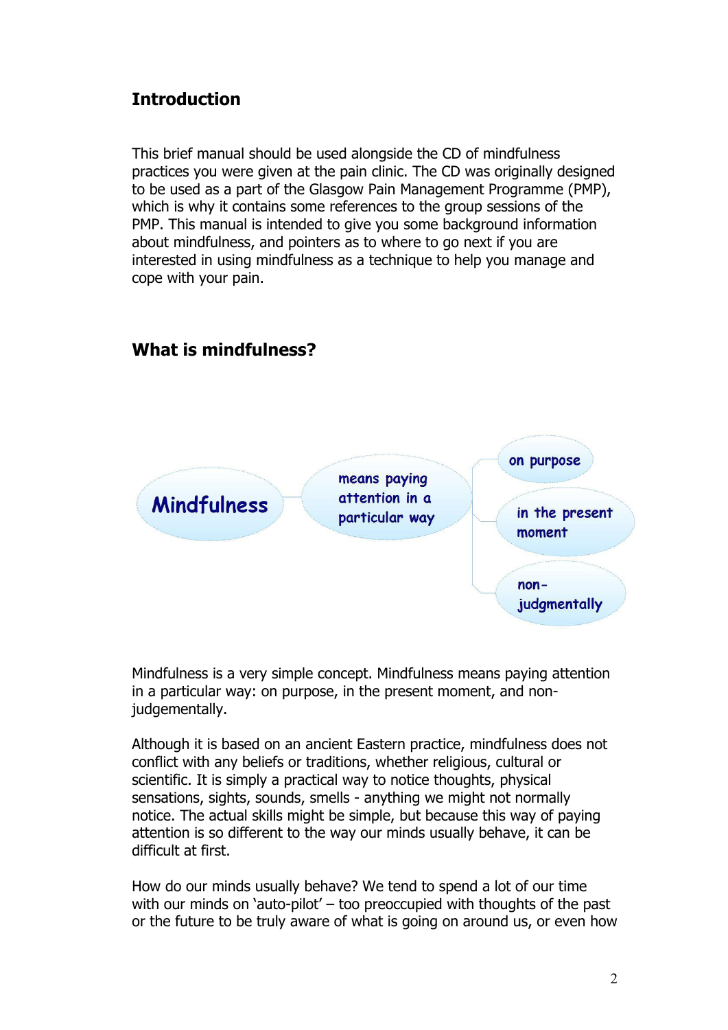## Introduction

This brief manual should be used alongside the CD of mindfulness practices you were given at the pain clinic. The CD was originally designed to be used as a part of the Glasgow Pain Management Programme (PMP), which is why it contains some references to the group sessions of the PMP. This manual is intended to give you some background information about mindfulness, and pointers as to where to go next if you are interested in using mindfulness as a technique to help you manage and cope with your pain.

## What is mindfulness?

Mindfulness

means paying attention in a particular way

on purpose

in the present moment

non-judgmentally

Mindfulness is a very simple concept. Mindfulness means paying attention in a particular way: on purpose, in the present moment, and non-judgementally.

Although it is based on an ancient Eastern practice, mindfulness does not conflict with any beliefs or traditions, whether religious, cultural or scientific. It is simply a practical way to notice thoughts, physical sensations, sights, sounds, smells - anything we might not normally notice. The actual skills might be simple, but because this way of paying attention is so different to the way our minds usually behave, it can be difficult at first.

How do our minds usually behave? We tend to spend a lot of our time with our minds on 'auto-pilot' – too preoccupied with thoughts of the past or the future to be truly aware of what is going on around us, or even how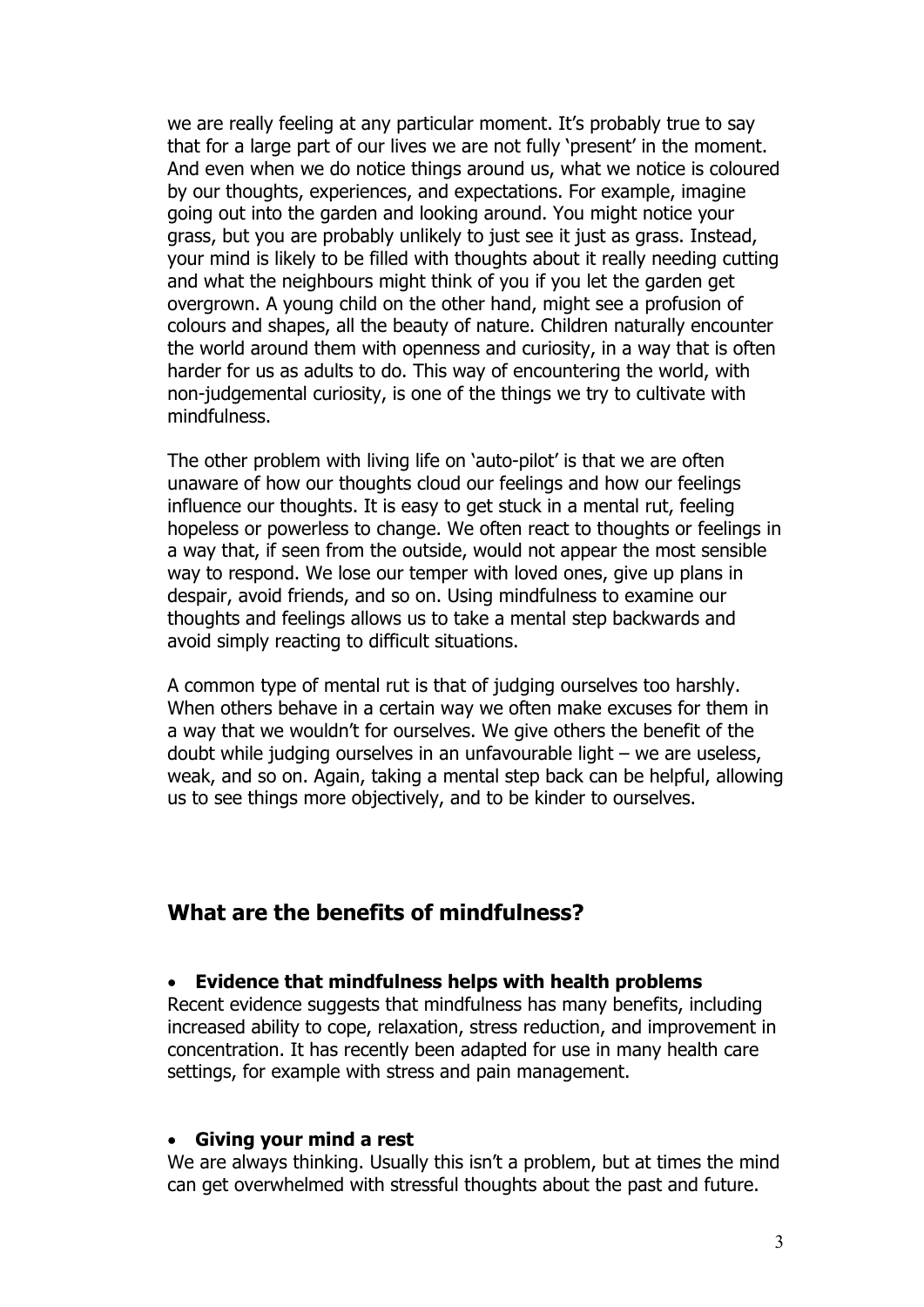we are really feeling at any particular moment. It's probably true to say that for a large part of our lives we are not fully 'present' in the moment. And even when we do notice things around us, what we notice is coloured by our thoughts, experiences, and expectations. For example, imagine going out into the garden and looking around. You might notice your grass, but you are probably unlikely to just see it just as grass. Instead, your mind is likely to be filled with thoughts about it really needing cutting and what the neighbours might think of you if you let the garden get overgrown. A young child on the other hand, might see a profusion of colours and shapes, all the beauty of nature. Children naturally encounter the world around them with openness and curiosity, in a way that is often harder for us as adults to do. This way of encountering the world, with non-judgemental curiosity, is one of the things we try to cultivate with mindfulness.

The other problem with living life on 'auto-pilot' is that we are often unaware of how our thoughts cloud our feelings and how our feelings influence our thoughts. It is easy to get stuck in a mental rut, feeling hopeless or powerless to change. We often react to thoughts or feelings in a way that, if seen from the outside, would not appear the most sensible way to respond. We lose our temper with loved ones, give up plans in despair, avoid friends, and so on. Using mindfulness to examine our thoughts and feelings allows us to take a mental step backwards and avoid simply reacting to difficult situations.

A common type of mental rut is that of judging ourselves too harshly. When others behave in a certain way we often make excuses for them in a way that we wouldn't for ourselves. We give others the benefit of the doubt while judging ourselves in an unfavourable light – we are useless, weak, and so on. Again, taking a mental step back can be helpful, allowing us to see things more objectively, and to be kinder to ourselves.

## What are the benefits of mindfulness?

- **Evidence that mindfulness helps with health problems**

Recent evidence suggests that mindfulness has many benefits, including increased ability to cope, relaxation, stress reduction, and improvement in concentration. It has recently been adapted for use in many health care settings, for example with stress and pain management.

- **Giving your mind a rest**

We are always thinking. Usually this isn't a problem, but at times the mind can get overwhelmed with stressful thoughts about the past and future.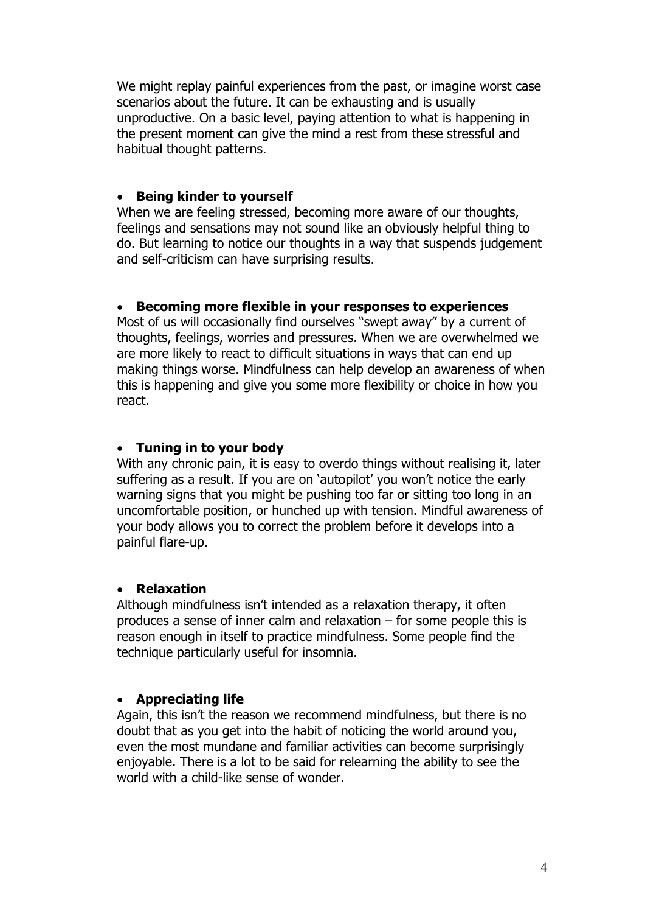We might replay painful experiences from the past, or imagine worst case scenarios about the future. It can be exhausting and is usually unproductive. On a basic level, paying attention to what is happening in the present moment can give the mind a rest from these stressful and habitual thought patterns.

- **Being kinder to yourself**

When we are feeling stressed, becoming more aware of our thoughts, feelings and sensations may not sound like an obviously helpful thing to do. But learning to notice our thoughts in a way that suspends judgement and self-criticism can have surprising results.

- **Becoming more flexible in your responses to experiences**

Most of us will occasionally find ourselves "swept away" by a current of thoughts, feelings, worries and pressures. When we are overwhelmed we are more likely to react to difficult situations in ways that can end up making things worse. Mindfulness can help develop an awareness of when this is happening and give you some more flexibility or choice in how you react.

- **Tuning in to your body**

With any chronic pain, it is easy to overdo things without realising it, later suffering as a result. If you are on 'autopilot' you won't notice the early warning signs that you might be pushing too far or sitting too long in an uncomfortable position, or hunched up with tension. Mindful awareness of your body allows you to correct the problem before it develops into a painful flare-up.

- **Relaxation**

Although mindfulness isn't intended as a relaxation therapy, it often produces a sense of inner calm and relaxation – for some people this is reason enough in itself to practice mindfulness. Some people find the technique particularly useful for insomnia.

- **Appreciating life**

Again, this isn't the reason we recommend mindfulness, but there is no doubt that as you get into the habit of noticing the world around you, even the most mundane and familiar activities can become surprisingly enjoyable. There is a lot to be said for relearning the ability to see the world with a child-like sense of wonder.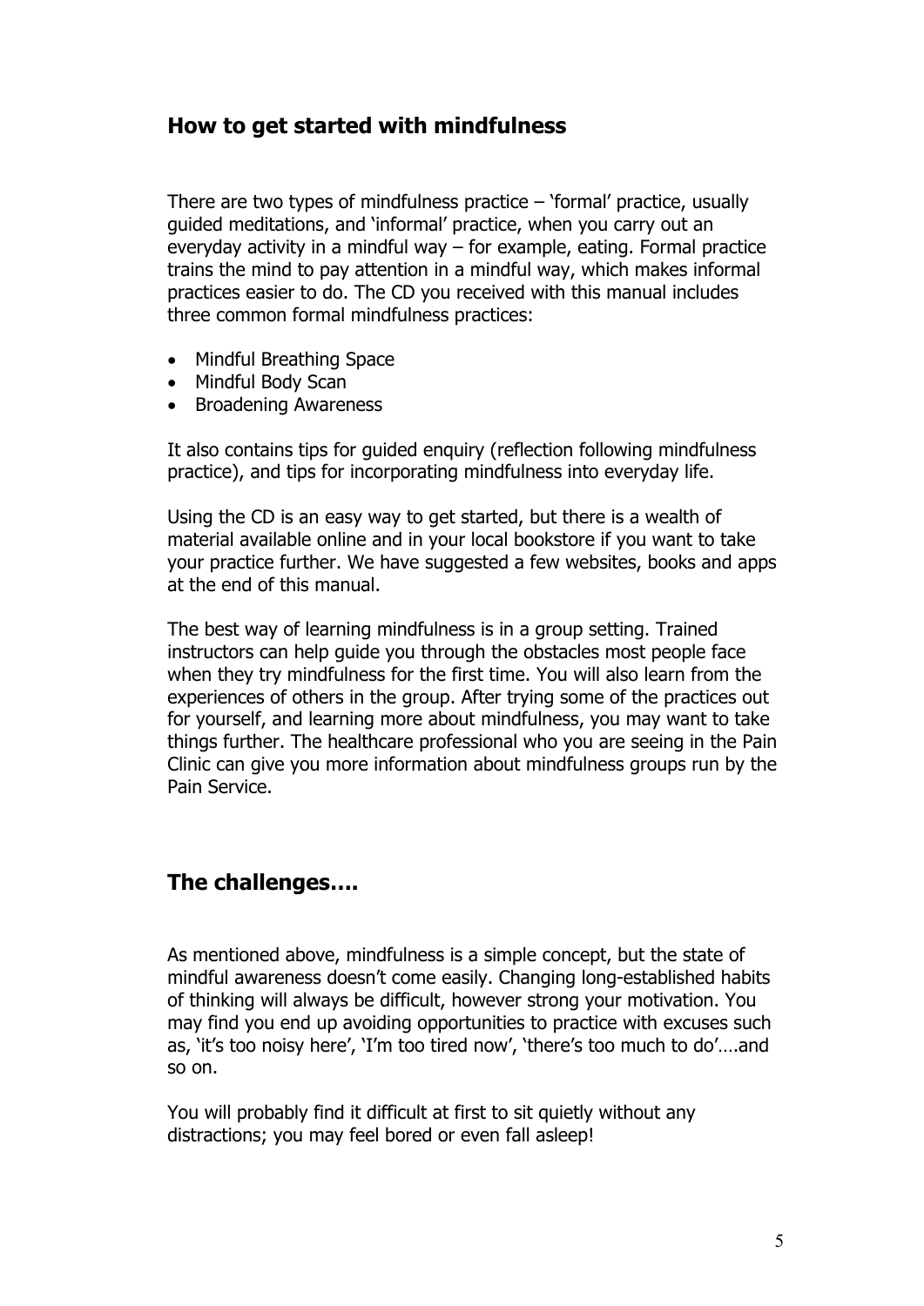## How to get started with mindfulness

There are two types of mindfulness practice – 'formal' practice, usually guided meditations, and 'informal' practice, when you carry out an everyday activity in a mindful way – for example, eating. Formal practice trains the mind to pay attention in a mindful way, which makes informal practices easier to do. The CD you received with this manual includes three common formal mindfulness practices:

- Mindful Breathing Space
- Mindful Body Scan
- Broadening Awareness

It also contains tips for guided enquiry (reflection following mindfulness practice), and tips for incorporating mindfulness into everyday life.

Using the CD is an easy way to get started, but there is a wealth of material available online and in your local bookstore if you want to take your practice further. We have suggested a few websites, books and apps at the end of this manual.

The best way of learning mindfulness is in a group setting. Trained instructors can help guide you through the obstacles most people face when they try mindfulness for the first time. You will also learn from the experiences of others in the group. After trying some of the practices out for yourself, and learning more about mindfulness, you may want to take things further. The healthcare professional who you are seeing in the Pain Clinic can give you more information about mindfulness groups run by the Pain Service.

## The challenges….

As mentioned above, mindfulness is a simple concept, but the state of mindful awareness doesn't come easily. Changing long-established habits of thinking will always be difficult, however strong your motivation. You may find you end up avoiding opportunities to practice with excuses such as, 'it's too noisy here', 'I'm too tired now', 'there's too much to do'….and so on.

You will probably find it difficult at first to sit quietly without any distractions; you may feel bored or even fall asleep!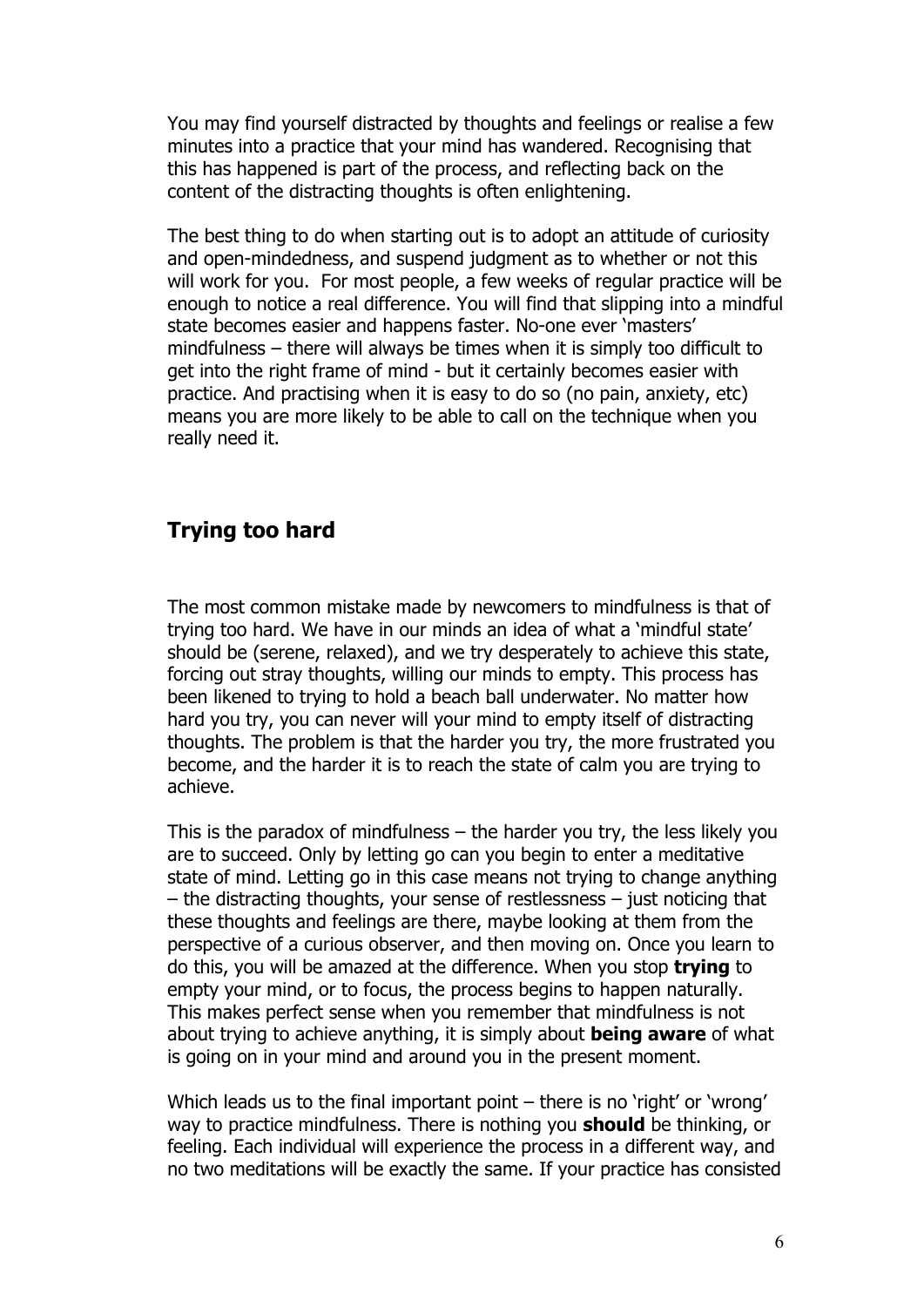You may find yourself distracted by thoughts and feelings or realise a few minutes into a practice that your mind has wandered. Recognising that this has happened is part of the process, and reflecting back on the content of the distracting thoughts is often enlightening.

The best thing to do when starting out is to adopt an attitude of curiosity and open-mindedness, and suspend judgment as to whether or not this will work for you. For most people, a few weeks of regular practice will be enough to notice a real difference. You will find that slipping into a mindful state becomes easier and happens faster. No-one ever 'masters' mindfulness – there will always be times when it is simply too difficult to get into the right frame of mind - but it certainly becomes easier with practice. And practising when it is easy to do so (no pain, anxiety, etc) means you are more likely to be able to call on the technique when you really need it.

## Trying too hard

The most common mistake made by newcomers to mindfulness is that of trying too hard. We have in our minds an idea of what a 'mindful state' should be (serene, relaxed), and we try desperately to achieve this state, forcing out stray thoughts, willing our minds to empty. This process has been likened to trying to hold a beach ball underwater. No matter how hard you try, you can never will your mind to empty itself of distracting thoughts. The problem is that the harder you try, the more frustrated you become, and the harder it is to reach the state of calm you are trying to achieve.

This is the paradox of mindfulness – the harder you try, the less likely you are to succeed. Only by letting go can you begin to enter a meditative state of mind. Letting go in this case means not trying to change anything – the distracting thoughts, your sense of restlessness – just noticing that these thoughts and feelings are there, maybe looking at them from the perspective of a curious observer, and then moving on. Once you learn to do this, you will be amazed at the difference. When you stop **trying** to empty your mind, or to focus, the process begins to happen naturally. This makes perfect sense when you remember that mindfulness is not about trying to achieve anything, it is simply about **being aware** of what is going on in your mind and around you in the present moment.

Which leads us to the final important point – there is no 'right' or 'wrong' way to practice mindfulness. There is nothing you **should** be thinking, or feeling. Each individual will experience the process in a different way, and no two meditations will be exactly the same. If your practice has consisted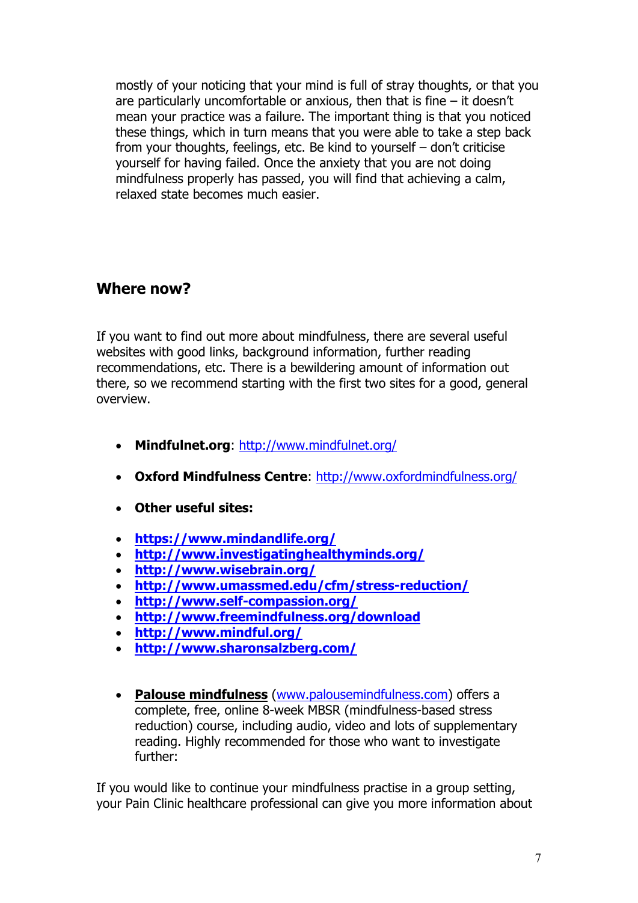mostly of your noticing that your mind is full of stray thoughts, or that you are particularly uncomfortable or anxious, then that is fine – it doesn't mean your practice was a failure. The important thing is that you noticed these things, which in turn means that you were able to take a step back from your thoughts, feelings, etc. Be kind to yourself – don't criticise yourself for having failed. Once the anxiety that you are not doing mindfulness properly has passed, you will find that achieving a calm, relaxed state becomes much easier.

## Where now?

If you want to find out more about mindfulness, there are several useful websites with good links, background information, further reading recommendations, etc. There is a bewildering amount of information out there, so we recommend starting with the first two sites for a good, general overview.

- **Mindfulnet.org**: http://www.mindfulnet.org/
- **Oxford Mindfulness Centre**: http://www.oxfordmindfulness.org/
- **Other useful sites:**
- **https://www.mindandlife.org/**
- **http://www.investigatinghealthyminds.org/**
- **http://www.wisebrain.org/**
- **http://www.umassmed.edu/cfm/stress-reduction/**
- **http://www.self-compassion.org/**
- **http://www.freemindfulness.org/download**
- **http://www.mindful.org/**
- **http://www.sharonsalzberg.com/**

- **Palouse mindfulness** (www.palousemindfulness.com) offers a complete, free, online 8-week MBSR (mindfulness-based stress reduction) course, including audio, video and lots of supplementary reading. Highly recommended for those who want to investigate further:

If you would like to continue your mindfulness practise in a group setting, your Pain Clinic healthcare professional can give you more information about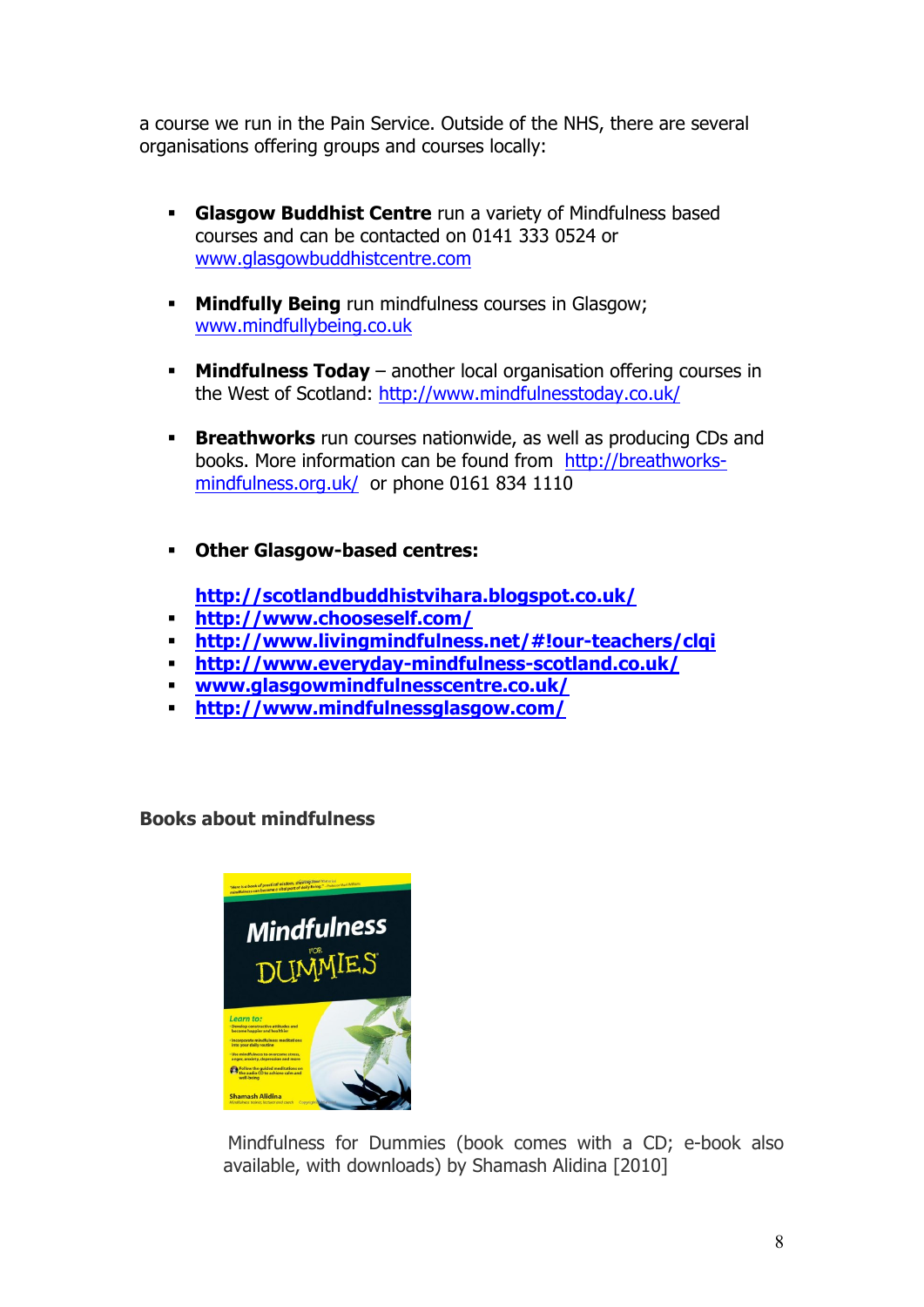a course we run in the Pain Service. Outside of the NHS, there are several organisations offering groups and courses locally:

- **Glasgow Buddhist Centre** run a variety of Mindfulness based courses and can be contacted on 0141 333 0524 or www.glasgowbuddhistcentre.com

- **Mindfully Being** run mindfulness courses in Glasgow; www.mindfullybeing.co.uk

- **Mindfulness Today** – another local organisation offering courses in the West of Scotland: http://www.mindfulnesstoday.co.uk/

- **Breathworks** run courses nationwide, as well as producing CDs and books. More information can be found from http://breathworks-mindfulness.org.uk/ or phone 0161 834 1110

- **Other Glasgow-based centres:**

  **http://scotlandbuddhistvihara.blogspot.co.uk/**
- **http://www.chooseself.com/**
- **http://www.livingmindfulness.net/#!our-teachers/clqi**
- **http://www.everyday-mindfulness-scotland.co.uk/**
- **www.glasgowmindfulnesscentre.co.uk/**
- **http://www.mindfulnessglasgow.com/**

**Books about mindfulness**

Mindfulness for Dummies (book comes with a CD; e-book also available, with downloads) by Shamash Alidina [2010]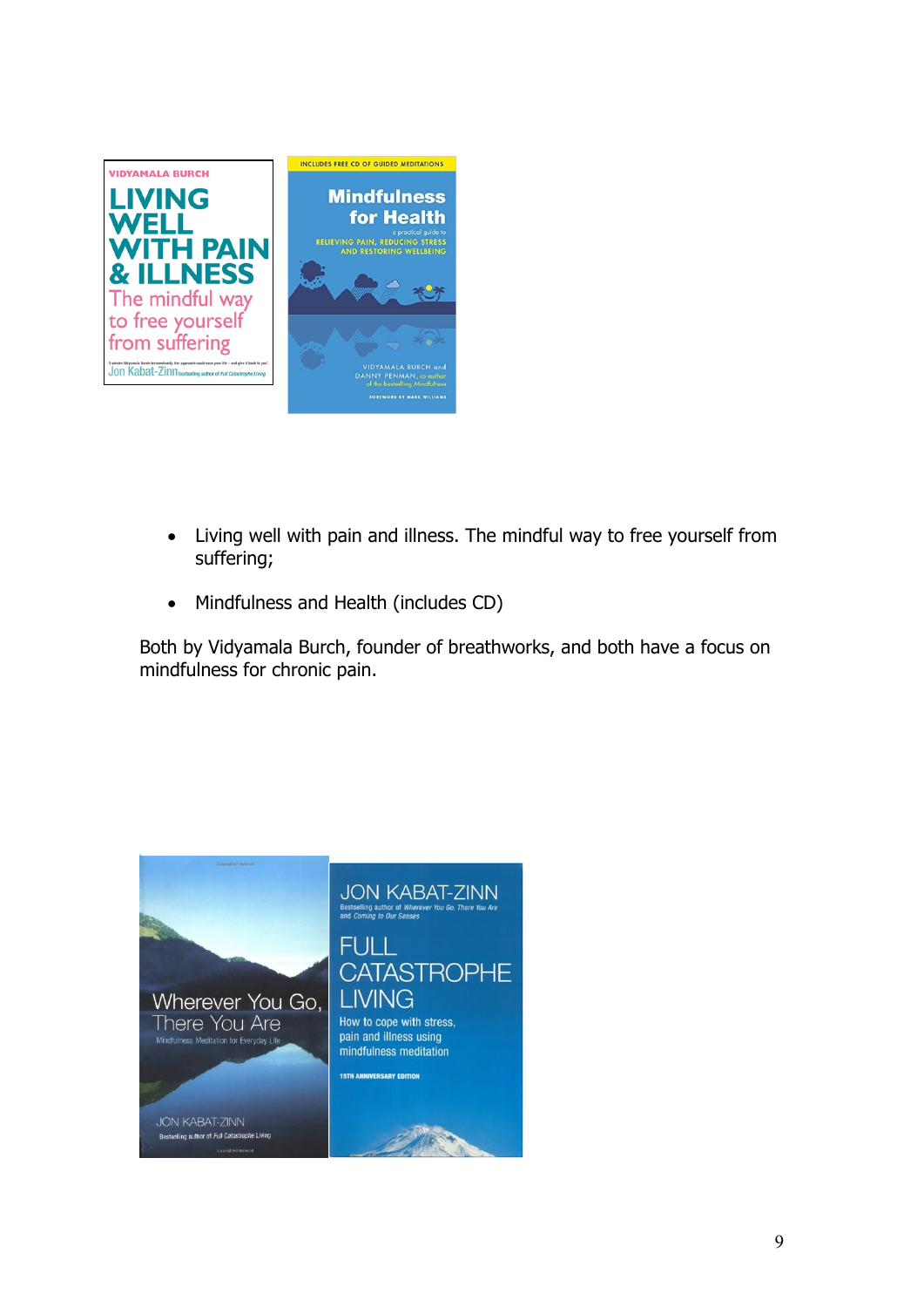- Living well with pain and illness. The mindful way to free yourself from suffering;
- Mindfulness and Health (includes CD)

Both by Vidyamala Burch, founder of breathworks, and both have a focus on mindfulness for chronic pain.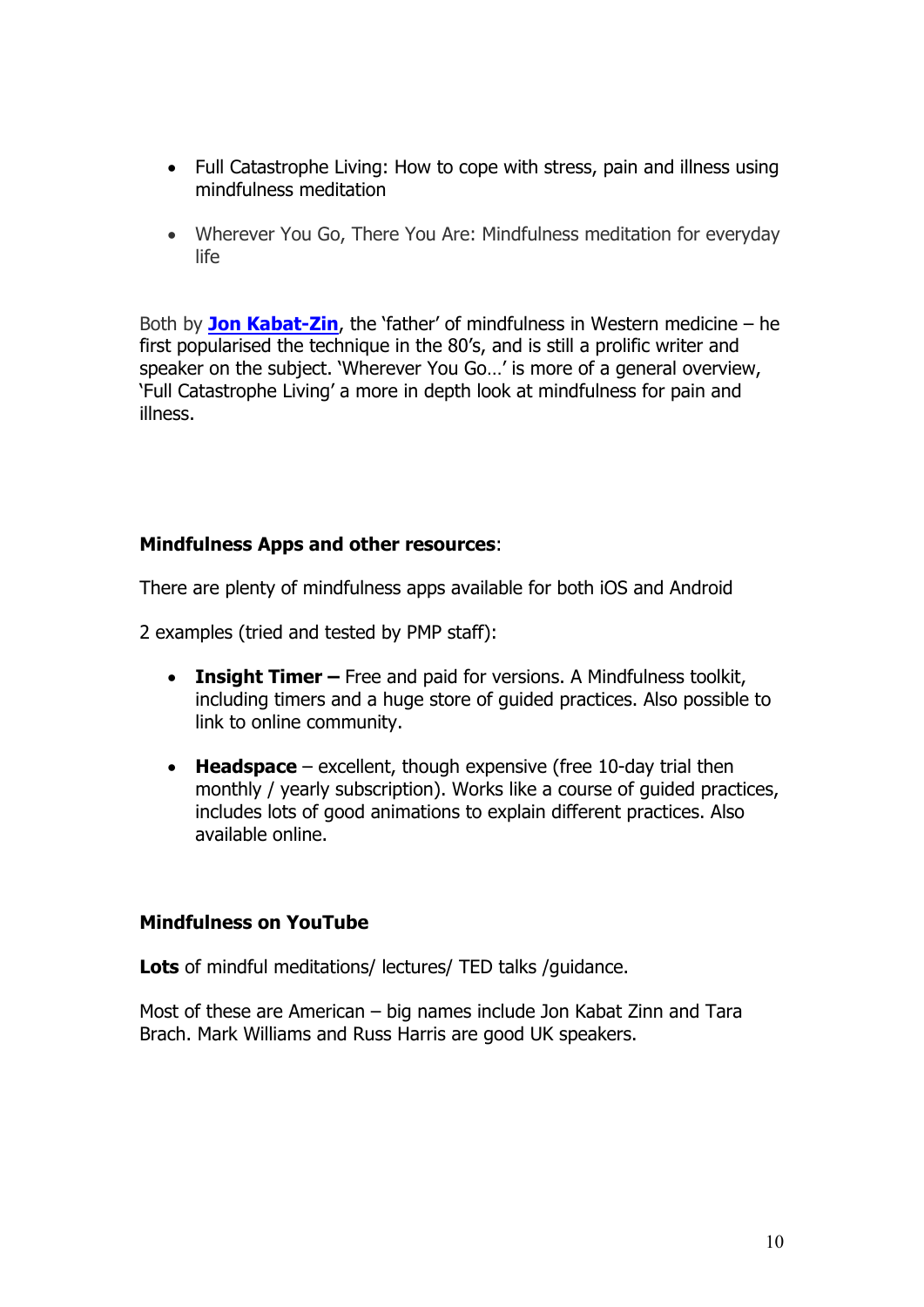- Full Catastrophe Living: How to cope with stress, pain and illness using mindfulness meditation

- Wherever You Go, There You Are: Mindfulness meditation for everyday life

Both by **Jon Kabat-Zin**, the 'father' of mindfulness in Western medicine – he first popularised the technique in the 80's, and is still a prolific writer and speaker on the subject. 'Wherever You Go…' is more of a general overview, 'Full Catastrophe Living' a more in depth look at mindfulness for pain and illness.

**Mindfulness Apps and other resources**:

There are plenty of mindfulness apps available for both iOS and Android

2 examples (tried and tested by PMP staff):

- **Insight Timer –** Free and paid for versions. A Mindfulness toolkit, including timers and a huge store of guided practices. Also possible to link to online community.

- **Headspace** – excellent, though expensive (free 10-day trial then monthly / yearly subscription). Works like a course of guided practices, includes lots of good animations to explain different practices. Also available online.

**Mindfulness on YouTube**

**Lots** of mindful meditations/ lectures/ TED talks /guidance.

Most of these are American – big names include Jon Kabat Zinn and Tara Brach. Mark Williams and Russ Harris are good UK speakers.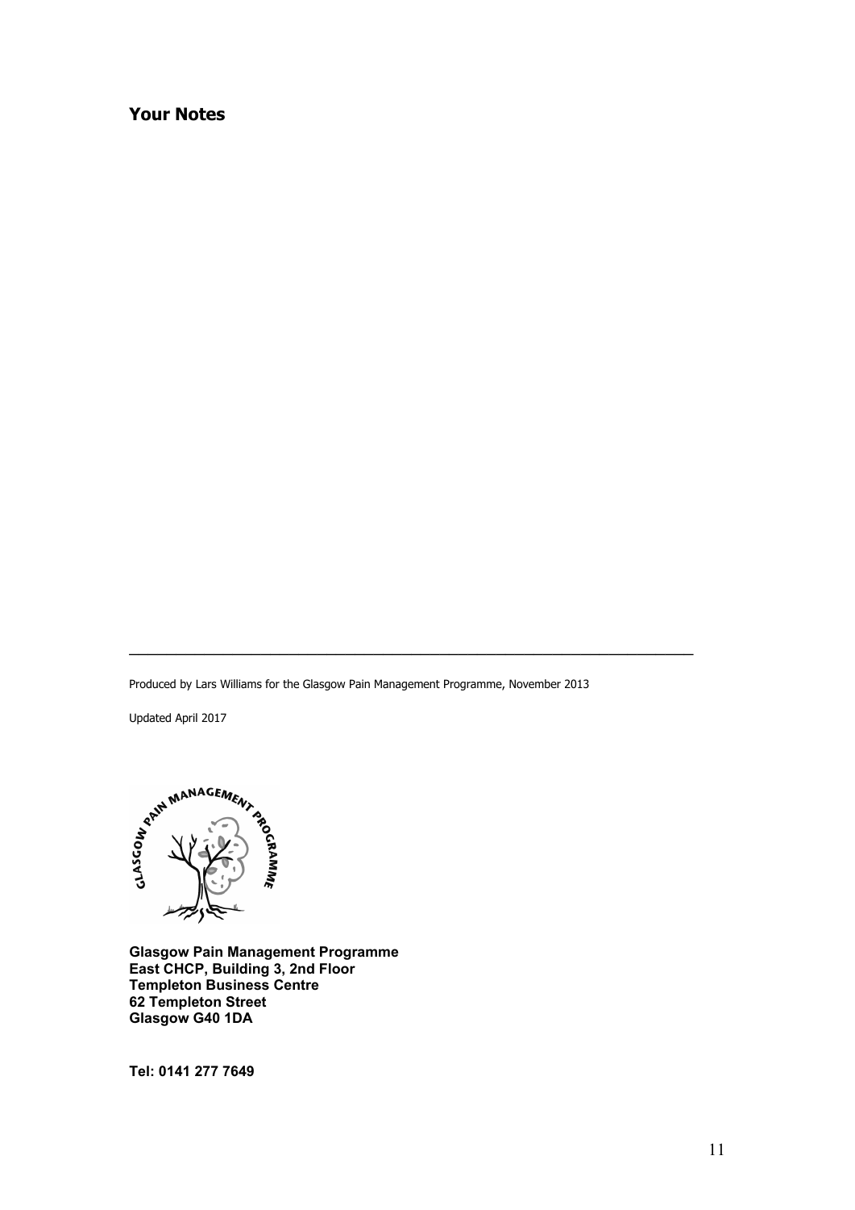## Your Notes

---

Produced by Lars Williams for the Glasgow Pain Management Programme, November 2013

Updated April 2017

**Glasgow Pain Management Programme**
**East CHCP, Building 3, 2nd Floor**
**Templeton Business Centre**
**62 Templeton Street**
**Glasgow G40 1DA**

**Tel: 0141 277 7649**